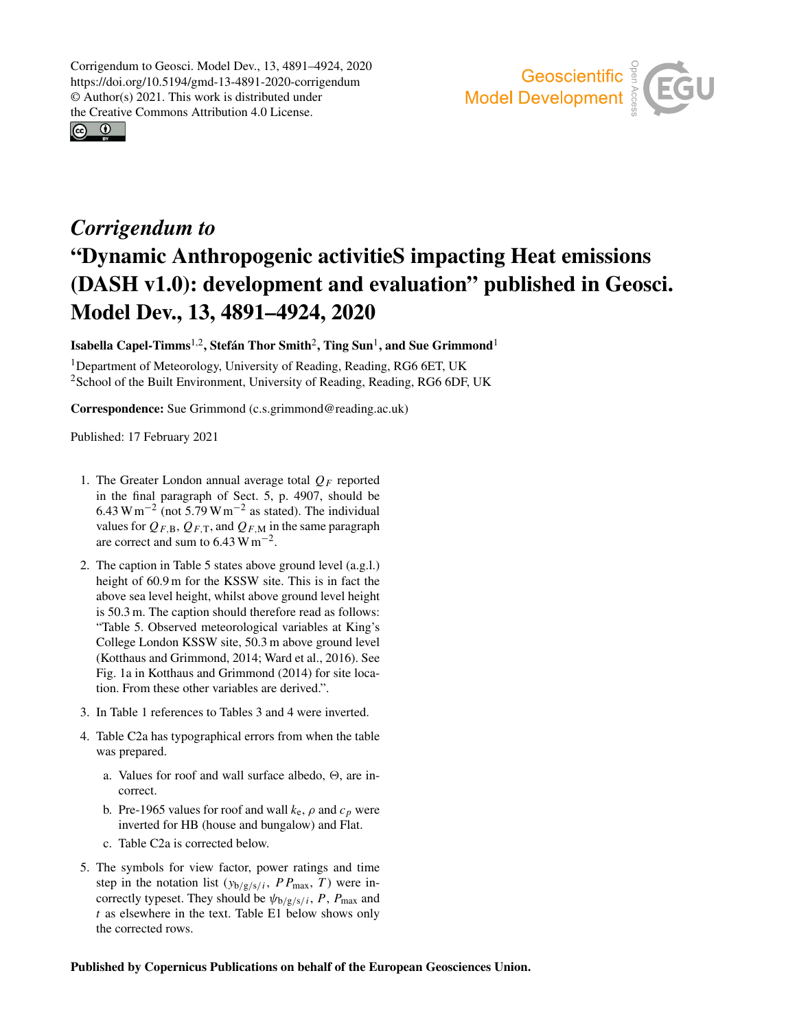Corrigendum to Geosci. Model Dev., 13, 4891–4924, 2020
https://doi.org/10.5194/gmd-13-4891-2020-corrigendum
© Author(s) 2021. This work is distributed under the Creative Commons Attribution 4.0 License.

# *Corrigendum to* "Dynamic Anthropogenic activitieS impacting Heat emissions (DASH v1.0): development and evaluation" published in Geosci. Model Dev., 13, 4891–4924, 2020

**Isabella Capel-Timms[1,2], Stefán Thor Smith[2], Ting Sun[1], and Sue Grimmond[1]**

[1]Department of Meteorology, University of Reading, Reading, RG6 6ET, UK
[2]School of the Built Environment, University of Reading, Reading, RG6 6DF, UK

**Correspondence:** Sue Grimmond (c.s.grimmond@reading.ac.uk)

Published: 17 February 2021

1. The Greater London annual average total $Q_F$ reported in the final paragraph of Sect. 5, p. 4907, should be $6.43\,\mathrm{W\,m^{-2}}$ (not $5.79\,\mathrm{W\,m^{-2}}$ as stated). The individual values for $Q_{F,\mathrm{B}}$, $Q_{F,\mathrm{T}}$, and $Q_{F,\mathrm{M}}$ in the same paragraph are correct and sum to $6.43\,\mathrm{W\,m^{-2}}$.

2. The caption in Table 5 states above ground level (a.g.l.) height of 60.9 m for the KSSW site. This is in fact the above sea level height, whilst above ground level height is 50.3 m. The caption should therefore read as follows: "Table 5. Observed meteorological variables at King's College London KSSW site, 50.3 m above ground level (Kotthaus and Grimmond, 2014; Ward et al., 2016). See Fig. 1a in Kotthaus and Grimmond (2014) for site location. From these other variables are derived.".

3. In Table 1 references to Tables 3 and 4 were inverted.

4. Table C2a has typographical errors from when the table was prepared.

   a. Values for roof and wall surface albedo, $\Theta$, are incorrect.

   b. Pre-1965 values for roof and wall $k_\mathrm{e}$, $\rho$ and $c_p$ were inverted for HB (house and bungalow) and Flat.

   c. Table C2a is corrected below.

5. The symbols for view factor, power ratings and time step in the notation list ($y_{\mathrm{b/g/s/}i}$, $PP_{\max}$, $T$) were incorrectly typeset. They should be $\psi_{\mathrm{b/g/s/}i}$, $P$, $P_{\max}$ and $t$ as elsewhere in the text. Table E1 below shows only the corrected rows.

**Published by Copernicus Publications on behalf of the European Geosciences Union.**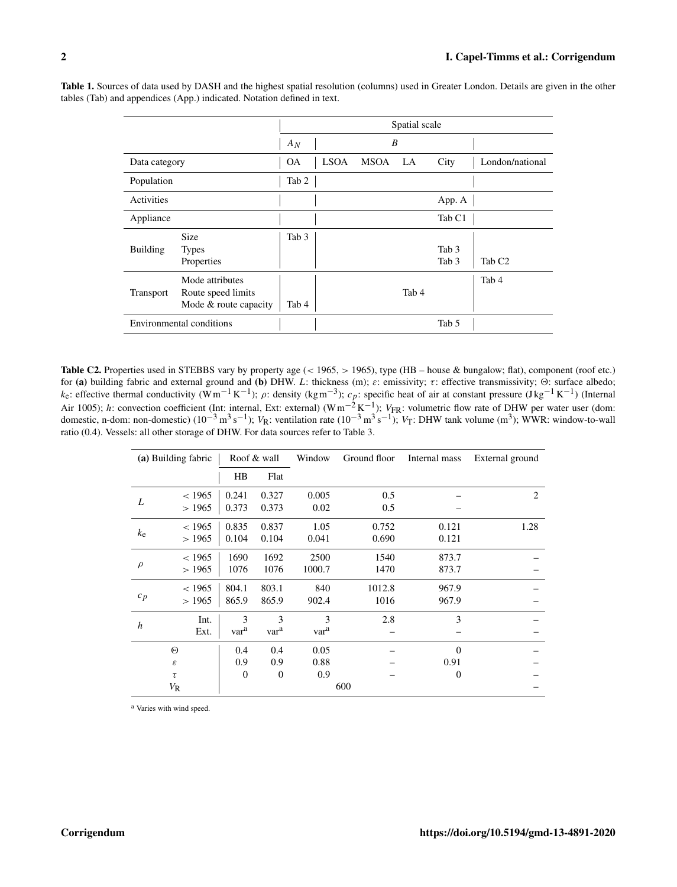**Table 1.** Sources of data used by DASH and the highest spatial resolution (columns) used in Greater London. Details are given in the other tables (Tab) and appendices (App.) indicated. Notation defined in text.

| | | Spatial scale | | | | | |
|---|---|---|---|---|---|---|---|
| | | $A_N$ | $B$ | | | | |
| Data category | | OA | LSOA | MSOA | LA | City | London/national |
| Population | | Tab 2 | | | | | |
| Activities | | | | | | App. A | |
| Appliance | | | | | | Tab C1 | |
| Building | Size | Tab 3 | | | | | |
| | Types | | | | | Tab 3 | |
| | Properties | | | | | Tab 3 | Tab C2 |
| Transport | Mode attributes | | | | | | Tab 4 |
| | Route speed limits | | | | Tab 4 | | |
| | Mode & route capacity | Tab 4 | | | | | |
| Environmental conditions | | | | | | Tab 5 | |

**Table C2.** Properties used in STEBBS vary by property age (< 1965, > 1965), type (HB – house & bungalow; flat), component (roof etc.) for **(a)** building fabric and external ground and **(b)** DHW. $L$: thickness (m); $\varepsilon$: emissivity; $\tau$: effective transmissivity; $\Theta$: surface albedo; $k_\mathrm{e}$: effective thermal conductivity ($\mathrm{W\,m^{-1}\,K^{-1}}$); $\rho$: density ($\mathrm{kg\,m^{-3}}$); $c_p$: specific heat of air at constant pressure ($\mathrm{J\,kg^{-1}\,K^{-1}}$) (Internal Air 1005); $h$: convection coefficient (Int: internal, Ext: external) ($\mathrm{W\,m^{-2}\,K^{-1}}$); $V_\mathrm{FR}$: volumetric flow rate of DHW per water user (dom: domestic, n-dom: non-domestic) ($10^{-3}\,\mathrm{m^3\,s^{-1}}$); $V_\mathrm{R}$: ventilation rate ($10^{-3}\,\mathrm{m^3\,s^{-1}}$); $V_\mathrm{T}$: DHW tank volume ($\mathrm{m^3}$); WWR: window-to-wall ratio (0.4). Vessels: all other storage of DHW. For data sources refer to Table 3.

| **(a)** Building fabric | | Roof & wall | | Window | Ground floor | Internal mass | External ground |
|---|---|---|---|---|---|---|---|
| | | HB | Flat | | | | |
| $L$ | < 1965 | 0.241 | 0.327 | 0.005 | 0.5 | – | 2 |
| | > 1965 | 0.373 | 0.373 | 0.02 | 0.5 | – | |
| $k_\mathrm{e}$ | < 1965 | 0.835 | 0.837 | 1.05 | 0.752 | 0.121 | 1.28 |
| | > 1965 | 0.104 | 0.104 | 0.041 | 0.690 | 0.121 | |
| $\rho$ | < 1965 | 1690 | 1692 | 2500 | 1540 | 873.7 | – |
| | > 1965 | 1076 | 1076 | 1000.7 | 1470 | 873.7 | – |
| $c_p$ | < 1965 | 804.1 | 803.1 | 840 | 1012.8 | 967.9 | – |
| | > 1965 | 865.9 | 865.9 | 902.4 | 1016 | 967.9 | – |
| $h$ | Int. | 3 | 3 | 3 | 2.8 | 3 | – |
| | Ext. | var[a] | var[a] | var[a] | – | – | – |
| $\Theta$ | | 0.4 | 0.4 | 0.05 | – | 0 | – |
| $\varepsilon$ | | 0.9 | 0.9 | 0.88 | – | 0.91 | – |
| $\tau$ | | 0 | 0 | 0.9 | – | 0 | – |
| $V_\mathrm{R}$ | | | | 600 | | | – |

[a] Varies with wind speed.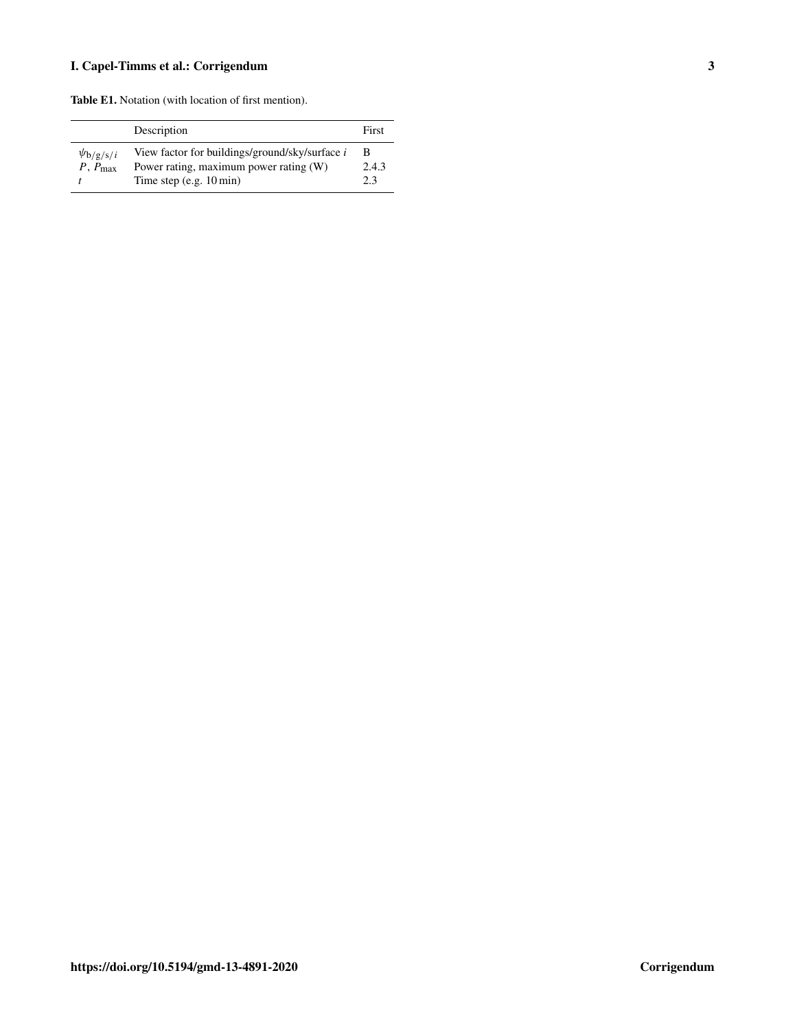**Table E1.** Notation (with location of first mention).

| | Description | First |
|---|---|---|
| $\psi_{b/g/s/i}$ | View factor for buildings/ground/sky/surface $i$ | B |
| $P$, $P_{max}$ | Power rating, maximum power rating (W) | 2.4.3 |
| $t$ | Time step (e.g. 10 min) | 2.3 |